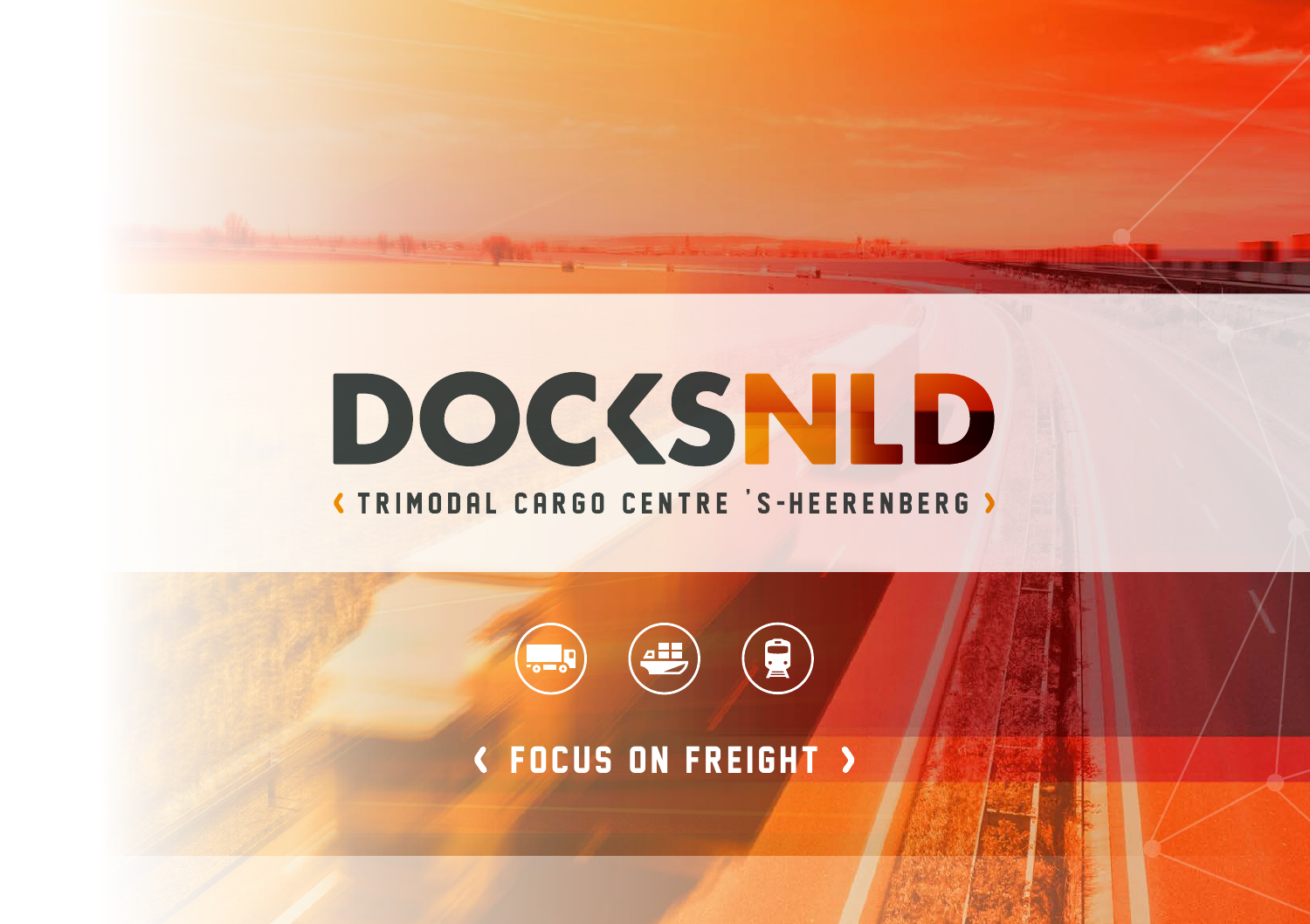# DOCKSNLD

‹ TRIMODAL CARGO CENTRE 'S-HEERENBERG ›

‹ FOCUS ON FREIGHT ›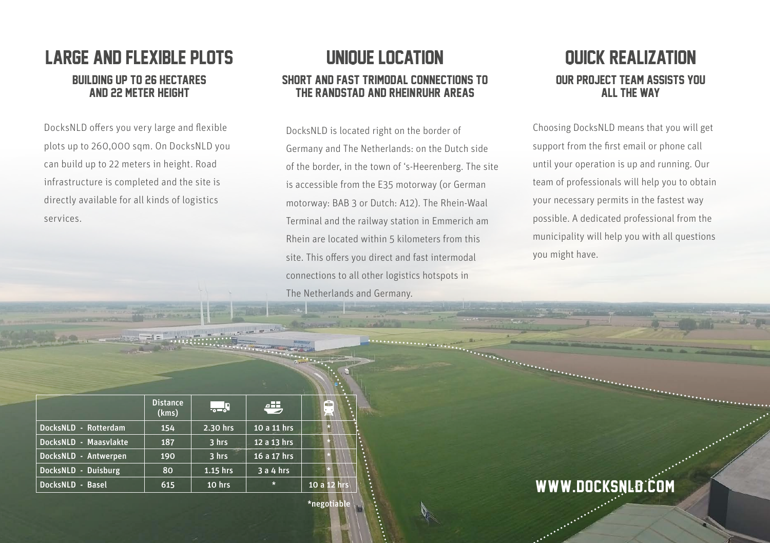## LARGE AND FLEXIBLE PLOTS

### BUILDING UP TO 26 HECTARES AND 22 METER HEIGHT

DocksNLD offers you very large and flexible plots up to 260,000 sqm. On DocksNLD you can build up to 22 meters in height. Road infrastructure is completed and the site is directly available for all kinds of logistics services.

## UNIQUE LOCATION

### SHORT AND FAST TRIMODAL CONNECTIONS TO THE RANDSTAD AND RHEINRUHR AREAS

DocksNLD is located right on the border of Germany and The Netherlands: on the Dutch side of the border, in the town of 's-Heerenberg. The site is accessible from the E35 motorway (or German motorway: BAB 3 or Dutch: A12). The Rhein-Waal Terminal and the railway station in Emmerich am Rhein are located within 5 kilometers from this site. This offers you direct and fast intermodal connections to all other logistics hotspots in The Netherlands and Germany.

## QUICK REALIZATION

### OUR PROJECT TEAM ASSISTS YOU ALL THE WAY

Choosing DocksNLD means that you will get support from the first email or phone call until your operation is up and running. Our team of professionals will help you to obtain your necessary permits in the fastest way possible. A dedicated professional from the municipality will help you with all questions you might have.

| | Distance (kms) | Truck | Ship | Train |
|---|---|---|---|---|
| DocksNLD - Rotterdam | 154 | 2.30 hrs | 10 a 11 hrs | * |
| DocksNLD - Maasvlakte | 187 | 3 hrs | 12 a 13 hrs | * |
| DocksNLD - Antwerpen | 190 | 3 hrs | 16 a 17 hrs | * |
| DocksNLD - Duisburg | 80 | 1.15 hrs | 3 a 4 hrs | * |
| DocksNLD - Basel | 615 | 10 hrs | * | 10 a 12 hrs |

*negotiable

WWW.DOCKSNLD.COM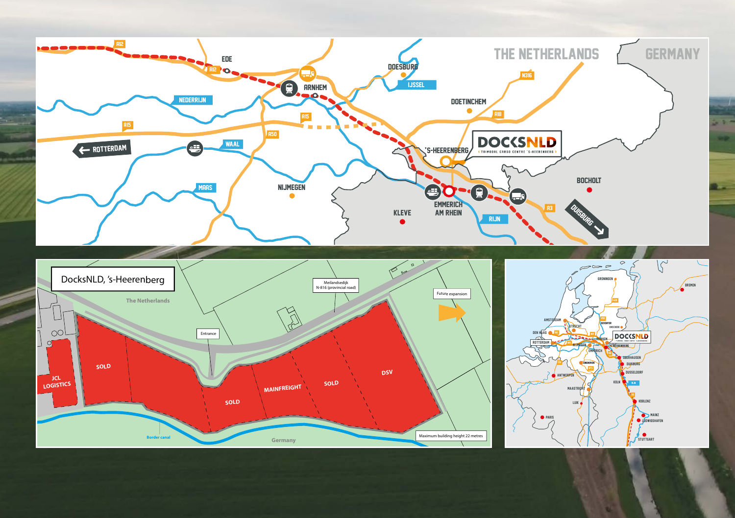THE NETHERLANDS

GERMANY

A12

EDE

ARNHEM

DOESBURG

IJSSEL

N316

DOETINCHEM

A18

NEDERRIJN

A15

A50

ROTTERDAM

WAAL

'S-HEERENBERG

DOCKSNLD

TRIMODAL CARGO CENTRE 'S-HEERENBERG

MAAS

NIJMEGEN

EMMERICH AM RHEIN

KLEVE

RIJN

BOCHOLT

A3

DUISBURG

DocksNLD, 's-Heerenberg

The Netherlands

Meilandsedijk
N-816 (provincial road)

Entrance

Future expansion

JCL LOGISTICS

SOLD

SOLD

MAINFREIGHT

SOLD

DSV

Border canal

Germany

Maximum building height 22 metres

GRONINGEN

BREMEN

AMSTERDAM

UTRECHT

DEVENTER

ENSCHEDE

DEN HAAG

ROTTERDAM

ARNHEM

NIJMEGEN

'S-HEERENBERG

EMMERICH

OBERHAUSEN

EINDHOVEN

DUISBURG

DUSSELDORF

ANTWERPEN

KOLN

MAASTRICHT

LUIK

KOBLENZ

PARIS

MAINZ

LUDWIGSHAFEN

STUTTGART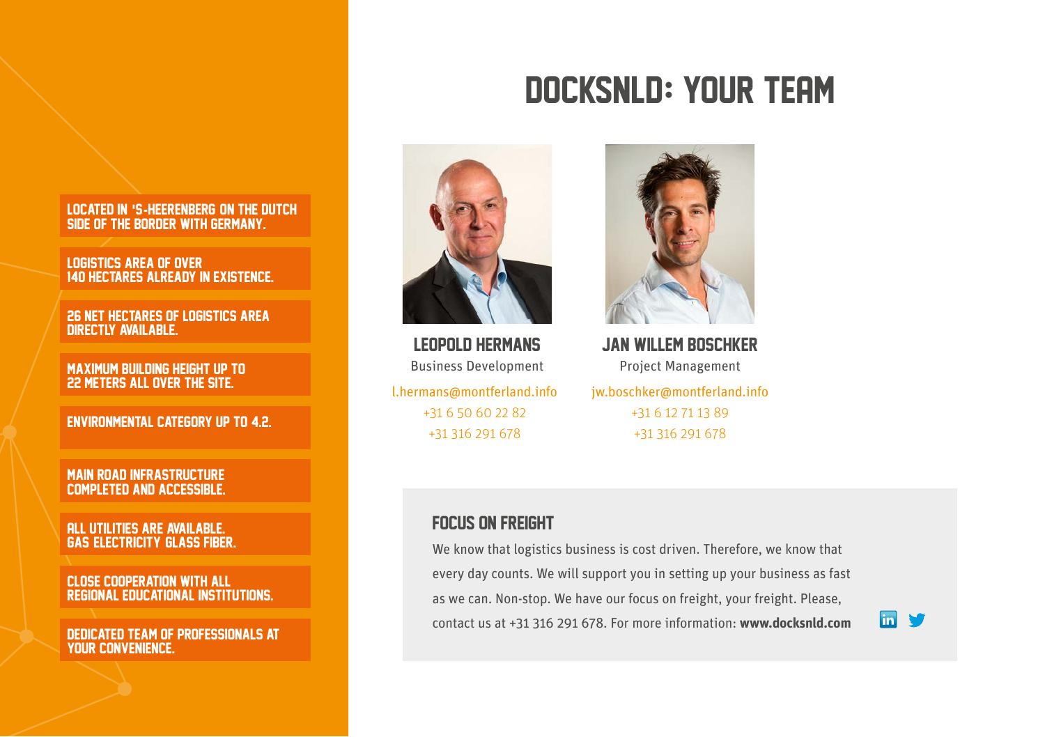- LOCATED IN 'S-HEERENBERG ON THE DUTCH SIDE OF THE BORDER WITH GERMANY.
- LOGISTICS AREA OF OVER 140 HECTARES ALREADY IN EXISTENCE.
- 26 NET HECTARES OF LOGISTICS AREA DIRECTLY AVAILABLE.
- MAXIMUM BUILDING HEIGHT UP TO 22 METERS ALL OVER THE SITE.
- ENVIRONMENTAL CATEGORY UP TO 4.2.
- MAIN ROAD INFRASTRUCTURE COMPLETED AND ACCESSIBLE.
- ALL UTILITIES ARE AVAILABLE. GAS ELECTRICITY GLASS FIBER.
- CLOSE COOPERATION WITH ALL REGIONAL EDUCATIONAL INSTITUTIONS.
- DEDICATED TEAM OF PROFESSIONALS AT YOUR CONVENIENCE.

# DOCKSNLD: YOUR TEAM

### LEOPOLD HERMANS

Business Development

l.hermans@montferland.info
+31 6 50 60 22 82
+31 316 291 678

### JAN WILLEM BOSCHKER

Project Management

jw.boschker@montferland.info
+31 6 12 71 13 89
+31 316 291 678

## FOCUS ON FREIGHT

We know that logistics business is cost driven. Therefore, we know that every day counts. We will support you in setting up your business as fast as we can. Non-stop. We have our focus on freight, your freight. Please, contact us at +31 316 291 678. For more information: **www.docksnld.com**